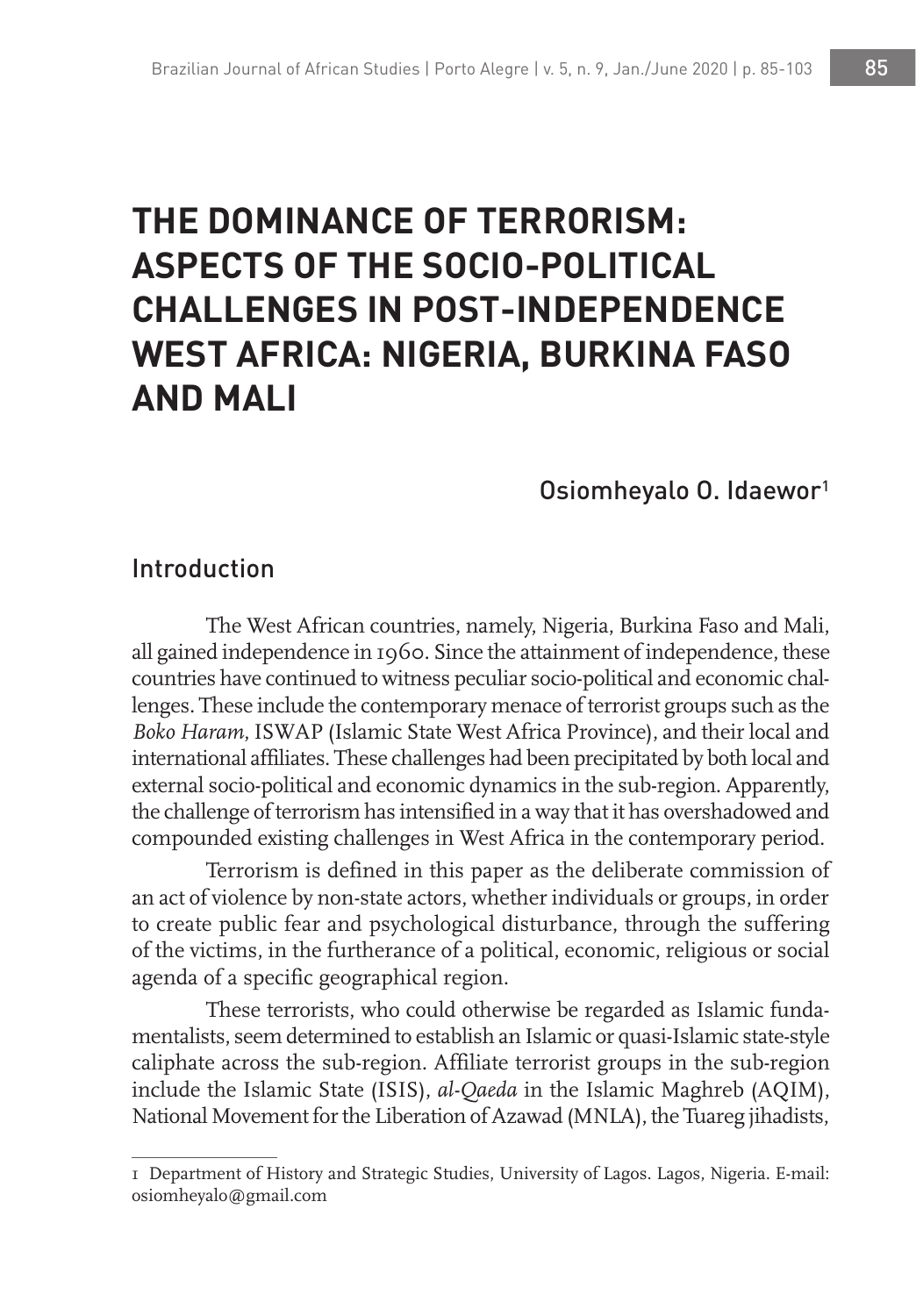# THE DOMINANCE OF TERRORISM: ASPECTS OF THE SOCIO-POLITICAL CHALLENGES IN POST-INDEPENDENCE WEST AFRICA: NIGERIA, BURKINA FASO AND MALI

Osiomheyalo O. Idaewor[1]

## Introduction

The West African countries, namely, Nigeria, Burkina Faso and Mali, all gained independence in 1960. Since the attainment of independence, these countries have continued to witness peculiar socio-political and economic challenges. These include the contemporary menace of terrorist groups such as the *Boko Haram*, ISWAP (Islamic State West Africa Province), and their local and international affiliates. These challenges had been precipitated by both local and external socio-political and economic dynamics in the sub-region. Apparently, the challenge of terrorism has intensified in a way that it has overshadowed and compounded existing challenges in West Africa in the contemporary period.

Terrorism is defined in this paper as the deliberate commission of an act of violence by non-state actors, whether individuals or groups, in order to create public fear and psychological disturbance, through the suffering of the victims, in the furtherance of a political, economic, religious or social agenda of a specific geographical region.

These terrorists, who could otherwise be regarded as Islamic fundamentalists, seem determined to establish an Islamic or quasi-Islamic state-style caliphate across the sub-region. Affiliate terrorist groups in the sub-region include the Islamic State (ISIS), *al-Qaeda* in the Islamic Maghreb (AQIM), National Movement for the Liberation of Azawad (MNLA), the Tuareg jihadists,

[1] Department of History and Strategic Studies, University of Lagos. Lagos, Nigeria. E-mail: osiomheyalo@gmail.com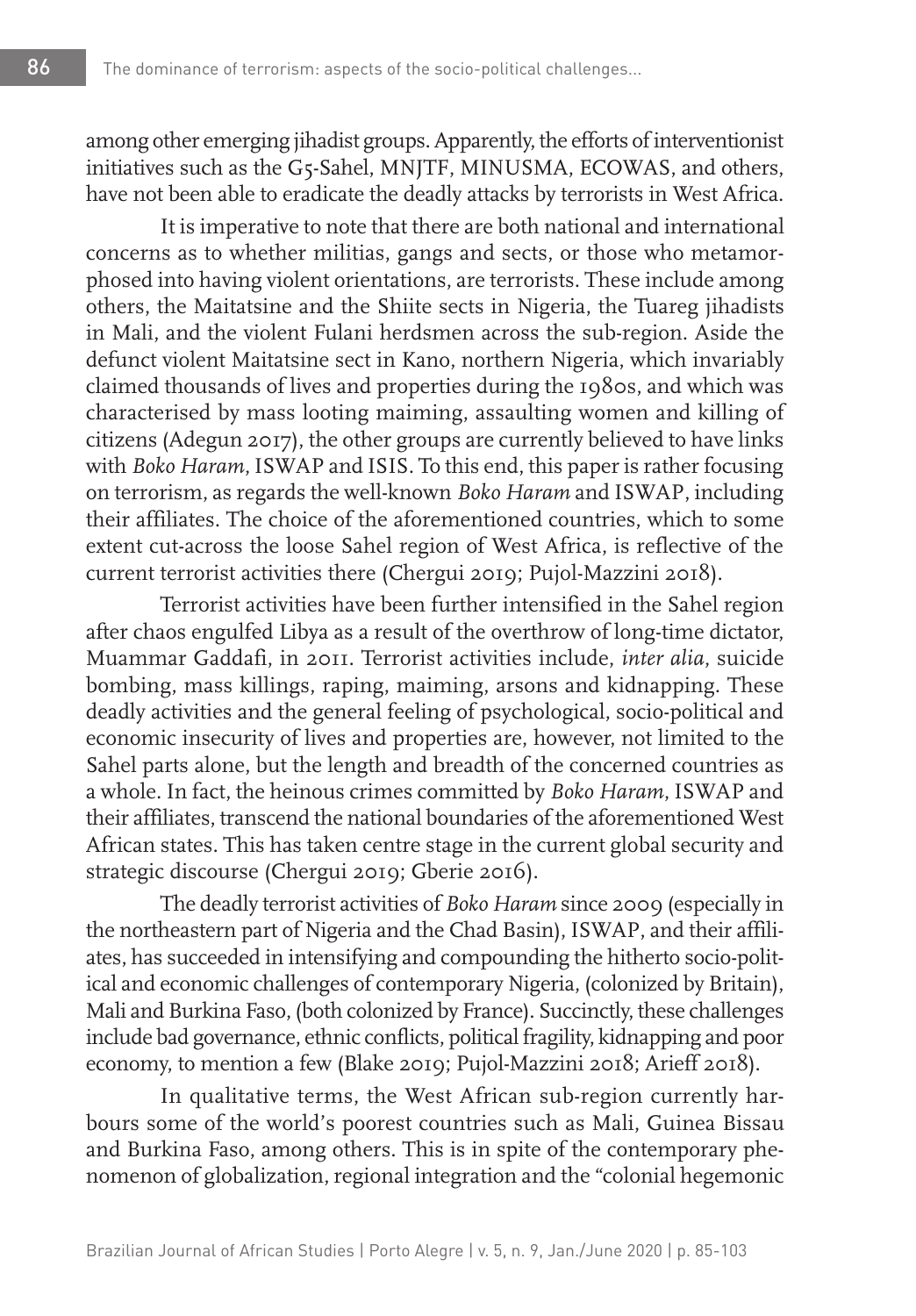among other emerging jihadist groups. Apparently, the efforts of interventionist initiatives such as the G5-Sahel, MNJTF, MINUSMA, ECOWAS, and others, have not been able to eradicate the deadly attacks by terrorists in West Africa.

It is imperative to note that there are both national and international concerns as to whether militias, gangs and sects, or those who metamorphosed into having violent orientations, are terrorists. These include among others, the Maitatsine and the Shiite sects in Nigeria, the Tuareg jihadists in Mali, and the violent Fulani herdsmen across the sub-region. Aside the defunct violent Maitatsine sect in Kano, northern Nigeria, which invariably claimed thousands of lives and properties during the 1980s, and which was characterised by mass looting maiming, assaulting women and killing of citizens (Adegun 2017), the other groups are currently believed to have links with *Boko Haram*, ISWAP and ISIS. To this end, this paper is rather focusing on terrorism, as regards the well-known *Boko Haram* and ISWAP, including their affiliates. The choice of the aforementioned countries, which to some extent cut-across the loose Sahel region of West Africa, is reflective of the current terrorist activities there (Chergui 2019; Pujol-Mazzini 2018).

Terrorist activities have been further intensified in the Sahel region after chaos engulfed Libya as a result of the overthrow of long-time dictator, Muammar Gaddafi, in 2011. Terrorist activities include, *inter alia*, suicide bombing, mass killings, raping, maiming, arsons and kidnapping. These deadly activities and the general feeling of psychological, socio-political and economic insecurity of lives and properties are, however, not limited to the Sahel parts alone, but the length and breadth of the concerned countries as a whole. In fact, the heinous crimes committed by *Boko Haram*, ISWAP and their affiliates, transcend the national boundaries of the aforementioned West African states. This has taken centre stage in the current global security and strategic discourse (Chergui 2019; Gberie 2016).

The deadly terrorist activities of *Boko Haram* since 2009 (especially in the northeastern part of Nigeria and the Chad Basin), ISWAP, and their affiliates, has succeeded in intensifying and compounding the hitherto socio-political and economic challenges of contemporary Nigeria, (colonized by Britain), Mali and Burkina Faso, (both colonized by France). Succinctly, these challenges include bad governance, ethnic conflicts, political fragility, kidnapping and poor economy, to mention a few (Blake 2019; Pujol-Mazzini 2018; Arieff 2018).

In qualitative terms, the West African sub-region currently harbours some of the world's poorest countries such as Mali, Guinea Bissau and Burkina Faso, among others. This is in spite of the contemporary phenomenon of globalization, regional integration and the "colonial hegemonic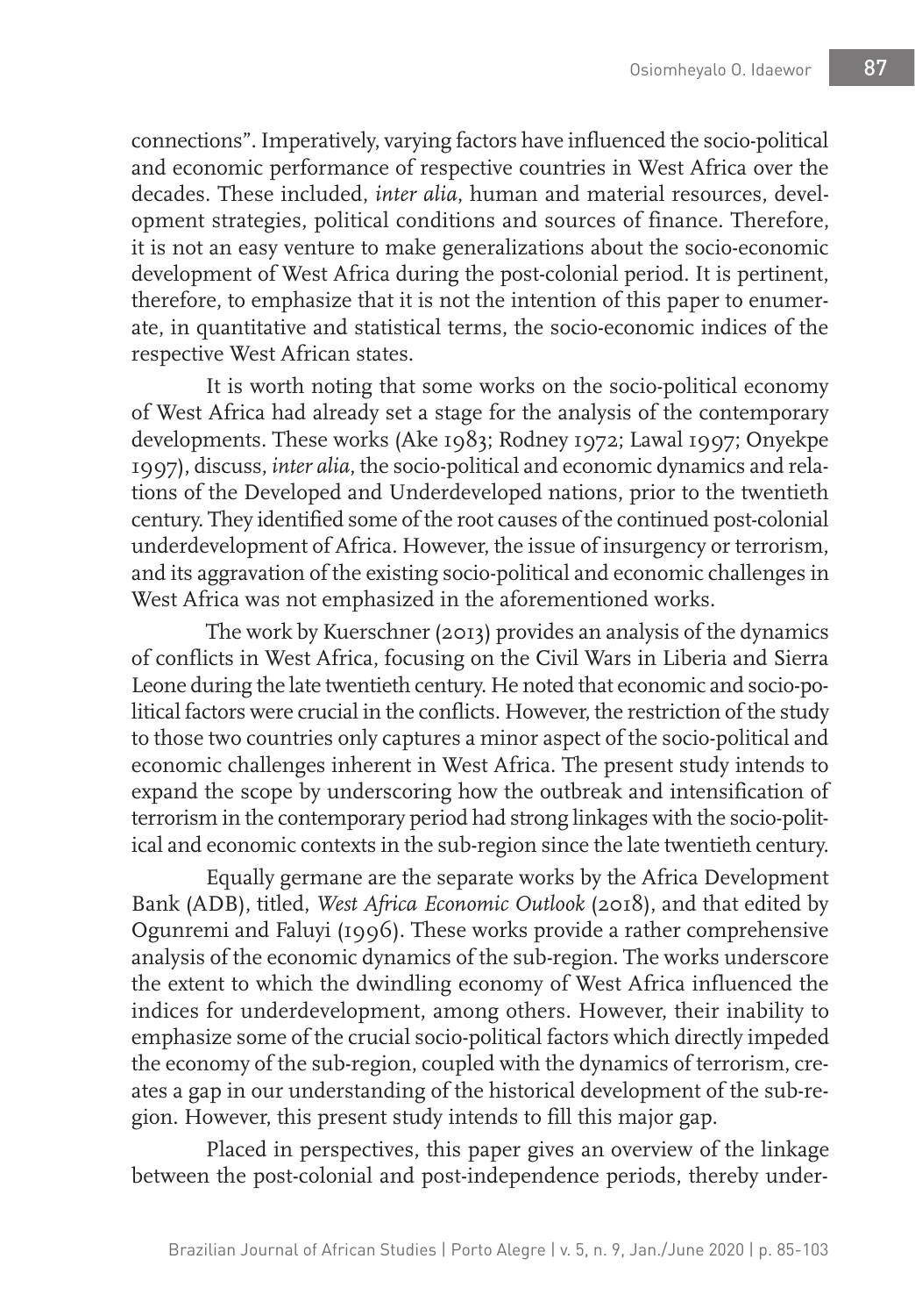connections". Imperatively, varying factors have influenced the socio-political and economic performance of respective countries in West Africa over the decades. These included, *inter alia*, human and material resources, development strategies, political conditions and sources of finance. Therefore, it is not an easy venture to make generalizations about the socio-economic development of West Africa during the post-colonial period. It is pertinent, therefore, to emphasize that it is not the intention of this paper to enumerate, in quantitative and statistical terms, the socio-economic indices of the respective West African states.

It is worth noting that some works on the socio-political economy of West Africa had already set a stage for the analysis of the contemporary developments. These works (Ake 1983; Rodney 1972; Lawal 1997; Onyekpe 1997), discuss, *inter alia*, the socio-political and economic dynamics and relations of the Developed and Underdeveloped nations, prior to the twentieth century. They identified some of the root causes of the continued post-colonial underdevelopment of Africa. However, the issue of insurgency or terrorism, and its aggravation of the existing socio-political and economic challenges in West Africa was not emphasized in the aforementioned works.

The work by Kuerschner (2013) provides an analysis of the dynamics of conflicts in West Africa, focusing on the Civil Wars in Liberia and Sierra Leone during the late twentieth century. He noted that economic and socio-political factors were crucial in the conflicts. However, the restriction of the study to those two countries only captures a minor aspect of the socio-political and economic challenges inherent in West Africa. The present study intends to expand the scope by underscoring how the outbreak and intensification of terrorism in the contemporary period had strong linkages with the socio-political and economic contexts in the sub-region since the late twentieth century.

Equally germane are the separate works by the Africa Development Bank (ADB), titled, *West Africa Economic Outlook* (2018), and that edited by Ogunremi and Faluyi (1996). These works provide a rather comprehensive analysis of the economic dynamics of the sub-region. The works underscore the extent to which the dwindling economy of West Africa influenced the indices for underdevelopment, among others. However, their inability to emphasize some of the crucial socio-political factors which directly impeded the economy of the sub-region, coupled with the dynamics of terrorism, creates a gap in our understanding of the historical development of the sub-region. However, this present study intends to fill this major gap.

Placed in perspectives, this paper gives an overview of the linkage between the post-colonial and post-independence periods, thereby under-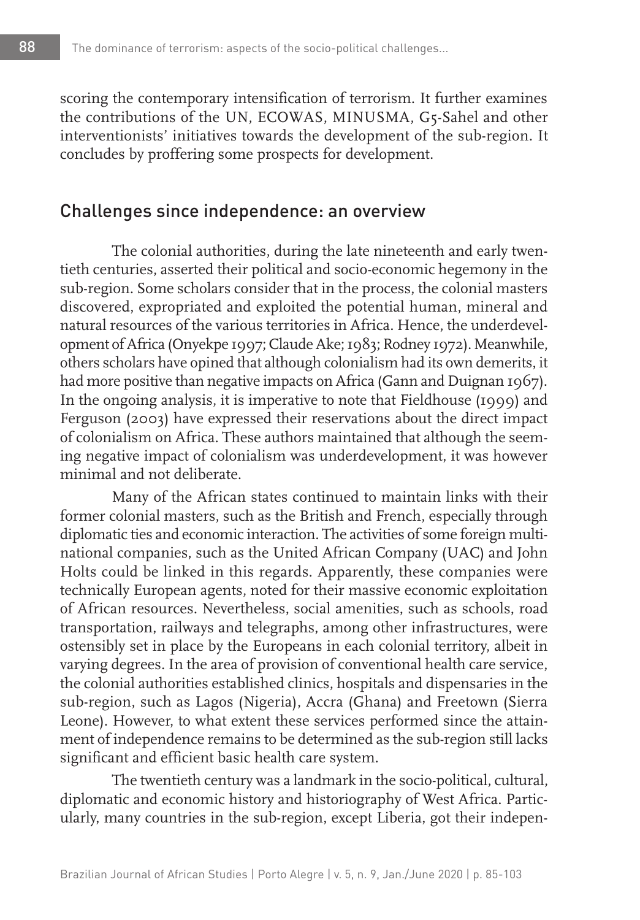scoring the contemporary intensification of terrorism. It further examines the contributions of the UN, ECOWAS, MINUSMA, G5-Sahel and other interventionists' initiatives towards the development of the sub-region. It concludes by proffering some prospects for development.

## Challenges since independence: an overview

The colonial authorities, during the late nineteenth and early twentieth centuries, asserted their political and socio-economic hegemony in the sub-region. Some scholars consider that in the process, the colonial masters discovered, expropriated and exploited the potential human, mineral and natural resources of the various territories in Africa. Hence, the underdevelopment of Africa (Onyekpe 1997; Claude Ake; 1983; Rodney 1972). Meanwhile, others scholars have opined that although colonialism had its own demerits, it had more positive than negative impacts on Africa (Gann and Duignan 1967). In the ongoing analysis, it is imperative to note that Fieldhouse (1999) and Ferguson (2003) have expressed their reservations about the direct impact of colonialism on Africa. These authors maintained that although the seeming negative impact of colonialism was underdevelopment, it was however minimal and not deliberate.

Many of the African states continued to maintain links with their former colonial masters, such as the British and French, especially through diplomatic ties and economic interaction. The activities of some foreign multinational companies, such as the United African Company (UAC) and John Holts could be linked in this regards. Apparently, these companies were technically European agents, noted for their massive economic exploitation of African resources. Nevertheless, social amenities, such as schools, road transportation, railways and telegraphs, among other infrastructures, were ostensibly set in place by the Europeans in each colonial territory, albeit in varying degrees. In the area of provision of conventional health care service, the colonial authorities established clinics, hospitals and dispensaries in the sub-region, such as Lagos (Nigeria), Accra (Ghana) and Freetown (Sierra Leone). However, to what extent these services performed since the attainment of independence remains to be determined as the sub-region still lacks significant and efficient basic health care system.

The twentieth century was a landmark in the socio-political, cultural, diplomatic and economic history and historiography of West Africa. Particularly, many countries in the sub-region, except Liberia, got their indepen-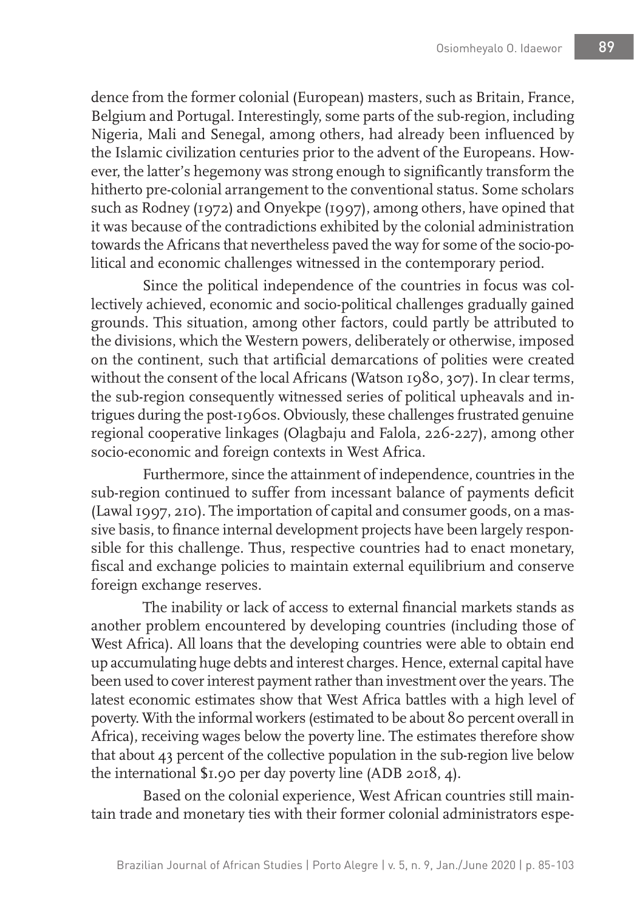dence from the former colonial (European) masters, such as Britain, France, Belgium and Portugal. Interestingly, some parts of the sub-region, including Nigeria, Mali and Senegal, among others, had already been influenced by the Islamic civilization centuries prior to the advent of the Europeans. However, the latter's hegemony was strong enough to significantly transform the hitherto pre-colonial arrangement to the conventional status. Some scholars such as Rodney (1972) and Onyekpe (1997), among others, have opined that it was because of the contradictions exhibited by the colonial administration towards the Africans that nevertheless paved the way for some of the socio-political and economic challenges witnessed in the contemporary period.

Since the political independence of the countries in focus was collectively achieved, economic and socio-political challenges gradually gained grounds. This situation, among other factors, could partly be attributed to the divisions, which the Western powers, deliberately or otherwise, imposed on the continent, such that artificial demarcations of polities were created without the consent of the local Africans (Watson 1980, 307). In clear terms, the sub-region consequently witnessed series of political upheavals and intrigues during the post-1960s. Obviously, these challenges frustrated genuine regional cooperative linkages (Olagbaju and Falola, 226-227), among other socio-economic and foreign contexts in West Africa.

Furthermore, since the attainment of independence, countries in the sub-region continued to suffer from incessant balance of payments deficit (Lawal 1997, 210). The importation of capital and consumer goods, on a massive basis, to finance internal development projects have been largely responsible for this challenge. Thus, respective countries had to enact monetary, fiscal and exchange policies to maintain external equilibrium and conserve foreign exchange reserves.

The inability or lack of access to external financial markets stands as another problem encountered by developing countries (including those of West Africa). All loans that the developing countries were able to obtain end up accumulating huge debts and interest charges. Hence, external capital have been used to cover interest payment rather than investment over the years. The latest economic estimates show that West Africa battles with a high level of poverty. With the informal workers (estimated to be about 80 percent overall in Africa), receiving wages below the poverty line. The estimates therefore show that about 43 percent of the collective population in the sub-region live below the international $1.90 per day poverty line (ADB 2018, 4).

Based on the colonial experience, West African countries still maintain trade and monetary ties with their former colonial administrators espe-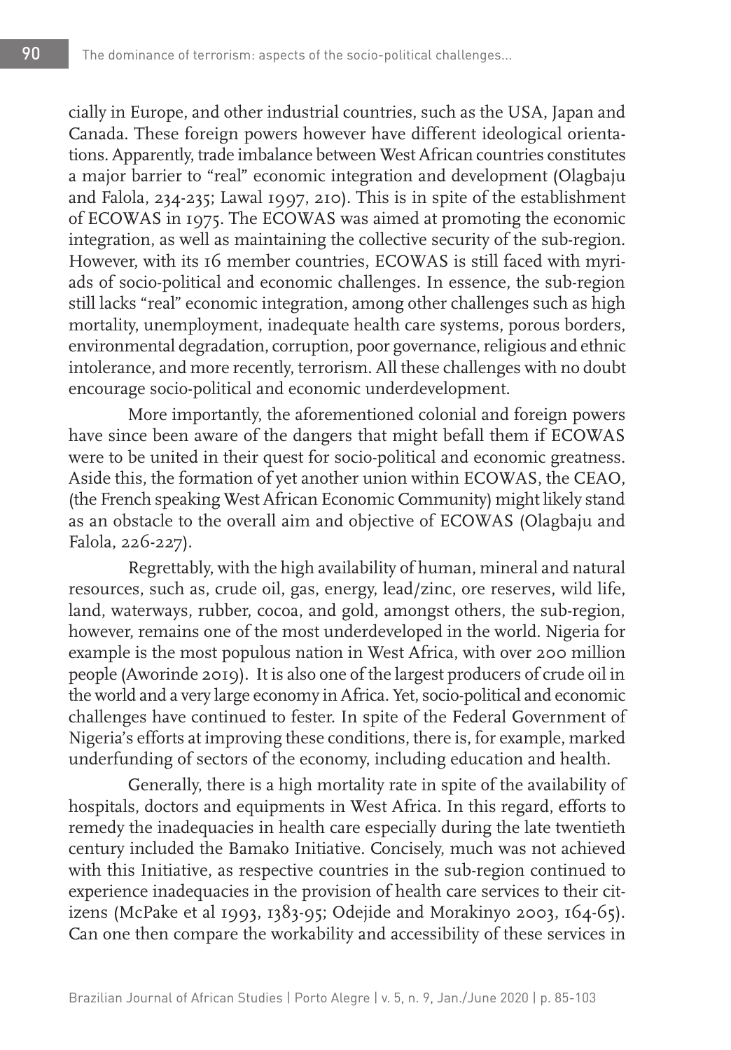cially in Europe, and other industrial countries, such as the USA, Japan and Canada. These foreign powers however have different ideological orientations. Apparently, trade imbalance between West African countries constitutes a major barrier to "real" economic integration and development (Olagbaju and Falola, 234-235; Lawal 1997, 210). This is in spite of the establishment of ECOWAS in 1975. The ECOWAS was aimed at promoting the economic integration, as well as maintaining the collective security of the sub-region. However, with its 16 member countries, ECOWAS is still faced with myriads of socio-political and economic challenges. In essence, the sub-region still lacks "real" economic integration, among other challenges such as high mortality, unemployment, inadequate health care systems, porous borders, environmental degradation, corruption, poor governance, religious and ethnic intolerance, and more recently, terrorism. All these challenges with no doubt encourage socio-political and economic underdevelopment.

More importantly, the aforementioned colonial and foreign powers have since been aware of the dangers that might befall them if ECOWAS were to be united in their quest for socio-political and economic greatness. Aside this, the formation of yet another union within ECOWAS, the CEAO, (the French speaking West African Economic Community) might likely stand as an obstacle to the overall aim and objective of ECOWAS (Olagbaju and Falola, 226-227).

Regrettably, with the high availability of human, mineral and natural resources, such as, crude oil, gas, energy, lead/zinc, ore reserves, wild life, land, waterways, rubber, cocoa, and gold, amongst others, the sub-region, however, remains one of the most underdeveloped in the world. Nigeria for example is the most populous nation in West Africa, with over 200 million people (Aworinde 2019). It is also one of the largest producers of crude oil in the world and a very large economy in Africa. Yet, socio-political and economic challenges have continued to fester. In spite of the Federal Government of Nigeria's efforts at improving these conditions, there is, for example, marked underfunding of sectors of the economy, including education and health.

Generally, there is a high mortality rate in spite of the availability of hospitals, doctors and equipments in West Africa. In this regard, efforts to remedy the inadequacies in health care especially during the late twentieth century included the Bamako Initiative. Concisely, much was not achieved with this Initiative, as respective countries in the sub-region continued to experience inadequacies in the provision of health care services to their citizens (McPake et al 1993, 1383-95; Odejide and Morakinyo 2003, 164-65). Can one then compare the workability and accessibility of these services in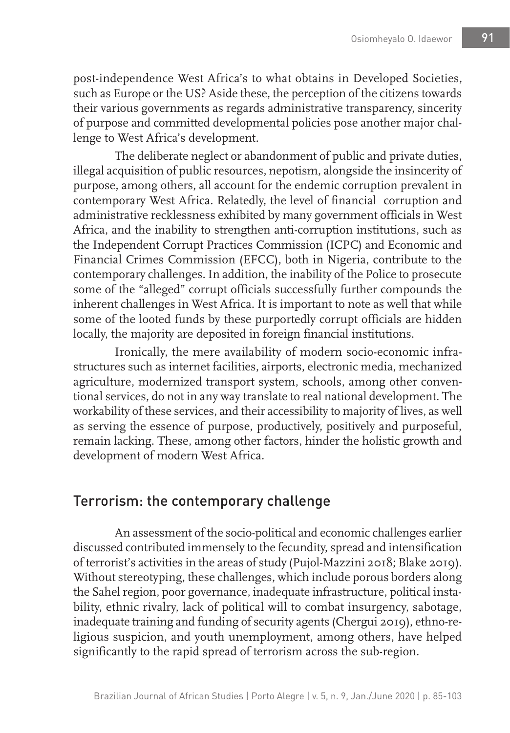post-independence West Africa's to what obtains in Developed Societies, such as Europe or the US? Aside these, the perception of the citizens towards their various governments as regards administrative transparency, sincerity of purpose and committed developmental policies pose another major challenge to West Africa's development.

The deliberate neglect or abandonment of public and private duties, illegal acquisition of public resources, nepotism, alongside the insincerity of purpose, among others, all account for the endemic corruption prevalent in contemporary West Africa. Relatedly, the level of financial corruption and administrative recklessness exhibited by many government officials in West Africa, and the inability to strengthen anti-corruption institutions, such as the Independent Corrupt Practices Commission (ICPC) and Economic and Financial Crimes Commission (EFCC), both in Nigeria, contribute to the contemporary challenges. In addition, the inability of the Police to prosecute some of the "alleged" corrupt officials successfully further compounds the inherent challenges in West Africa. It is important to note as well that while some of the looted funds by these purportedly corrupt officials are hidden locally, the majority are deposited in foreign financial institutions.

Ironically, the mere availability of modern socio-economic infrastructures such as internet facilities, airports, electronic media, mechanized agriculture, modernized transport system, schools, among other conventional services, do not in any way translate to real national development. The workability of these services, and their accessibility to majority of lives, as well as serving the essence of purpose, productively, positively and purposeful, remain lacking. These, among other factors, hinder the holistic growth and development of modern West Africa.

## Terrorism: the contemporary challenge

An assessment of the socio-political and economic challenges earlier discussed contributed immensely to the fecundity, spread and intensification of terrorist's activities in the areas of study (Pujol-Mazzini 2018; Blake 2019). Without stereotyping, these challenges, which include porous borders along the Sahel region, poor governance, inadequate infrastructure, political instability, ethnic rivalry, lack of political will to combat insurgency, sabotage, inadequate training and funding of security agents (Chergui 2019), ethno-religious suspicion, and youth unemployment, among others, have helped significantly to the rapid spread of terrorism across the sub-region.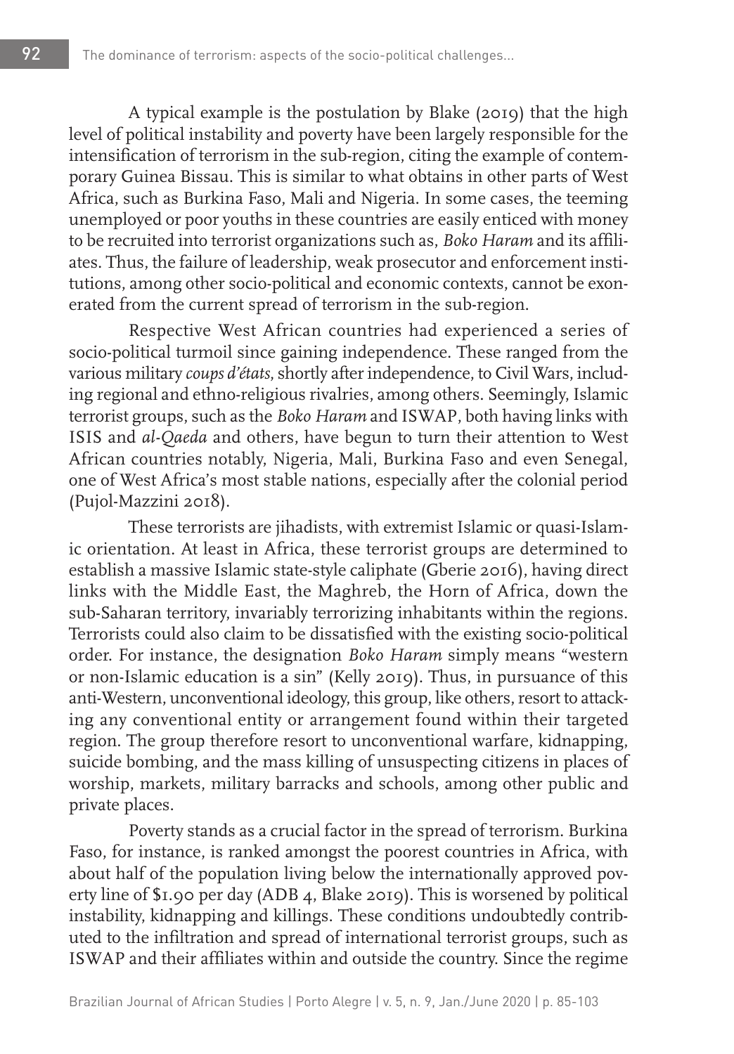A typical example is the postulation by Blake (2019) that the high level of political instability and poverty have been largely responsible for the intensification of terrorism in the sub-region, citing the example of contemporary Guinea Bissau. This is similar to what obtains in other parts of West Africa, such as Burkina Faso, Mali and Nigeria. In some cases, the teeming unemployed or poor youths in these countries are easily enticed with money to be recruited into terrorist organizations such as, *Boko Haram* and its affiliates. Thus, the failure of leadership, weak prosecutor and enforcement institutions, among other socio-political and economic contexts, cannot be exonerated from the current spread of terrorism in the sub-region.

Respective West African countries had experienced a series of socio-political turmoil since gaining independence. These ranged from the various military *coups d'états*, shortly after independence, to Civil Wars, including regional and ethno-religious rivalries, among others. Seemingly, Islamic terrorist groups, such as the *Boko Haram* and ISWAP, both having links with ISIS and *al-Qaeda* and others, have begun to turn their attention to West African countries notably, Nigeria, Mali, Burkina Faso and even Senegal, one of West Africa's most stable nations, especially after the colonial period (Pujol-Mazzini 2018).

These terrorists are jihadists, with extremist Islamic or quasi-Islamic orientation. At least in Africa, these terrorist groups are determined to establish a massive Islamic state-style caliphate (Gberie 2016), having direct links with the Middle East, the Maghreb, the Horn of Africa, down the sub-Saharan territory, invariably terrorizing inhabitants within the regions. Terrorists could also claim to be dissatisfied with the existing socio-political order. For instance, the designation *Boko Haram* simply means "western or non-Islamic education is a sin" (Kelly 2019). Thus, in pursuance of this anti-Western, unconventional ideology, this group, like others, resort to attacking any conventional entity or arrangement found within their targeted region. The group therefore resort to unconventional warfare, kidnapping, suicide bombing, and the mass killing of unsuspecting citizens in places of worship, markets, military barracks and schools, among other public and private places.

Poverty stands as a crucial factor in the spread of terrorism. Burkina Faso, for instance, is ranked amongst the poorest countries in Africa, with about half of the population living below the internationally approved poverty line of $1.90 per day (ADB 4, Blake 2019). This is worsened by political instability, kidnapping and killings. These conditions undoubtedly contributed to the infiltration and spread of international terrorist groups, such as ISWAP and their affiliates within and outside the country. Since the regime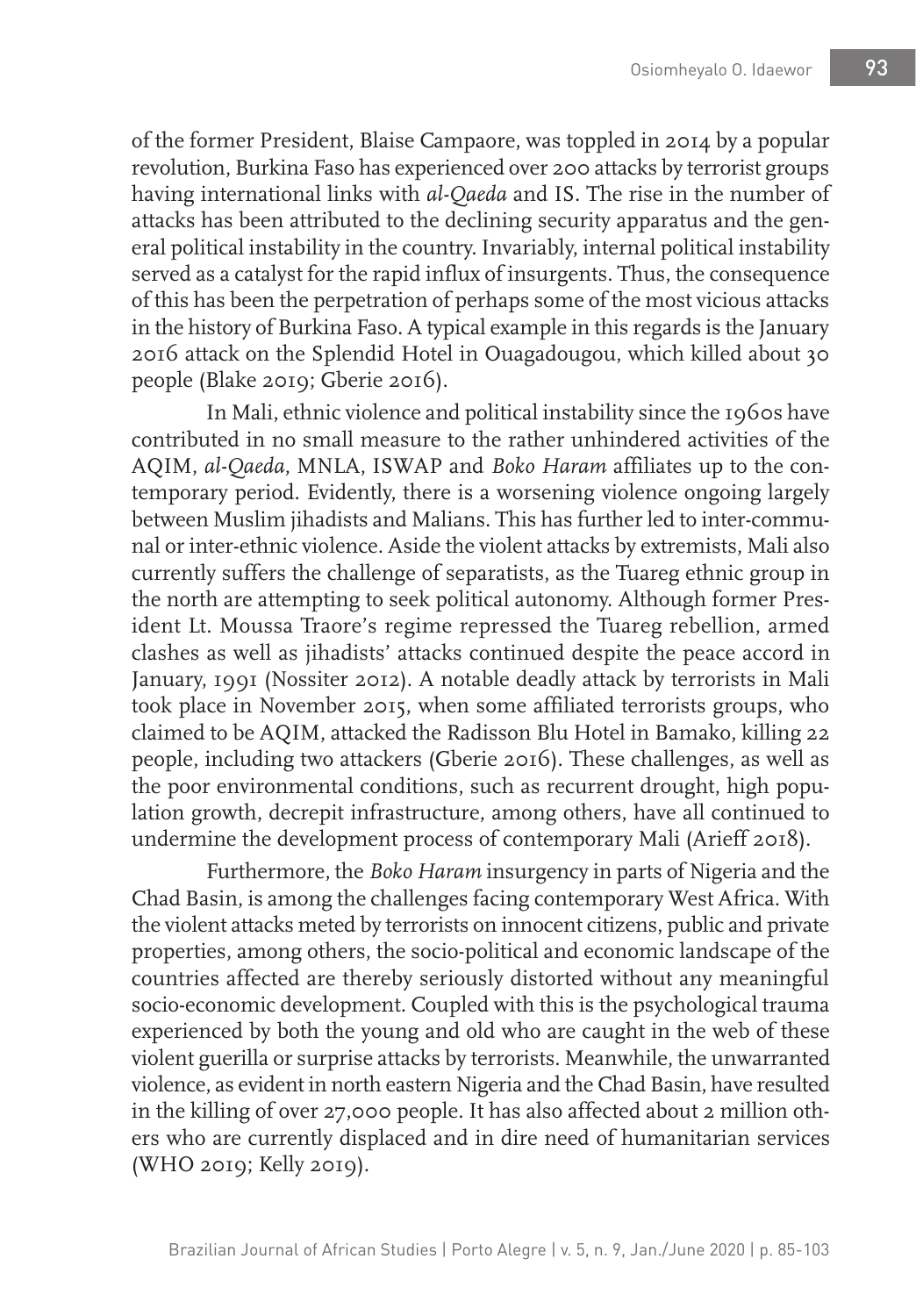of the former President, Blaise Campaore, was toppled in 2014 by a popular revolution, Burkina Faso has experienced over 200 attacks by terrorist groups having international links with *al-Qaeda* and IS. The rise in the number of attacks has been attributed to the declining security apparatus and the general political instability in the country. Invariably, internal political instability served as a catalyst for the rapid influx of insurgents. Thus, the consequence of this has been the perpetration of perhaps some of the most vicious attacks in the history of Burkina Faso. A typical example in this regards is the January 2016 attack on the Splendid Hotel in Ouagadougou, which killed about 30 people (Blake 2019; Gberie 2016).

In Mali, ethnic violence and political instability since the 1960s have contributed in no small measure to the rather unhindered activities of the AQIM, *al-Qaeda*, MNLA, ISWAP and *Boko Haram* affiliates up to the contemporary period. Evidently, there is a worsening violence ongoing largely between Muslim jihadists and Malians. This has further led to inter-communal or inter-ethnic violence. Aside the violent attacks by extremists, Mali also currently suffers the challenge of separatists, as the Tuareg ethnic group in the north are attempting to seek political autonomy. Although former President Lt. Moussa Traore's regime repressed the Tuareg rebellion, armed clashes as well as jihadists' attacks continued despite the peace accord in January, 1991 (Nossiter 2012). A notable deadly attack by terrorists in Mali took place in November 2015, when some affiliated terrorists groups, who claimed to be AQIM, attacked the Radisson Blu Hotel in Bamako, killing 22 people, including two attackers (Gberie 2016). These challenges, as well as the poor environmental conditions, such as recurrent drought, high population growth, decrepit infrastructure, among others, have all continued to undermine the development process of contemporary Mali (Arieff 2018).

Furthermore, the *Boko Haram* insurgency in parts of Nigeria and the Chad Basin, is among the challenges facing contemporary West Africa. With the violent attacks meted by terrorists on innocent citizens, public and private properties, among others, the socio-political and economic landscape of the countries affected are thereby seriously distorted without any meaningful socio-economic development. Coupled with this is the psychological trauma experienced by both the young and old who are caught in the web of these violent guerilla or surprise attacks by terrorists. Meanwhile, the unwarranted violence, as evident in north eastern Nigeria and the Chad Basin, have resulted in the killing of over 27,000 people. It has also affected about 2 million others who are currently displaced and in dire need of humanitarian services (WHO 2019; Kelly 2019).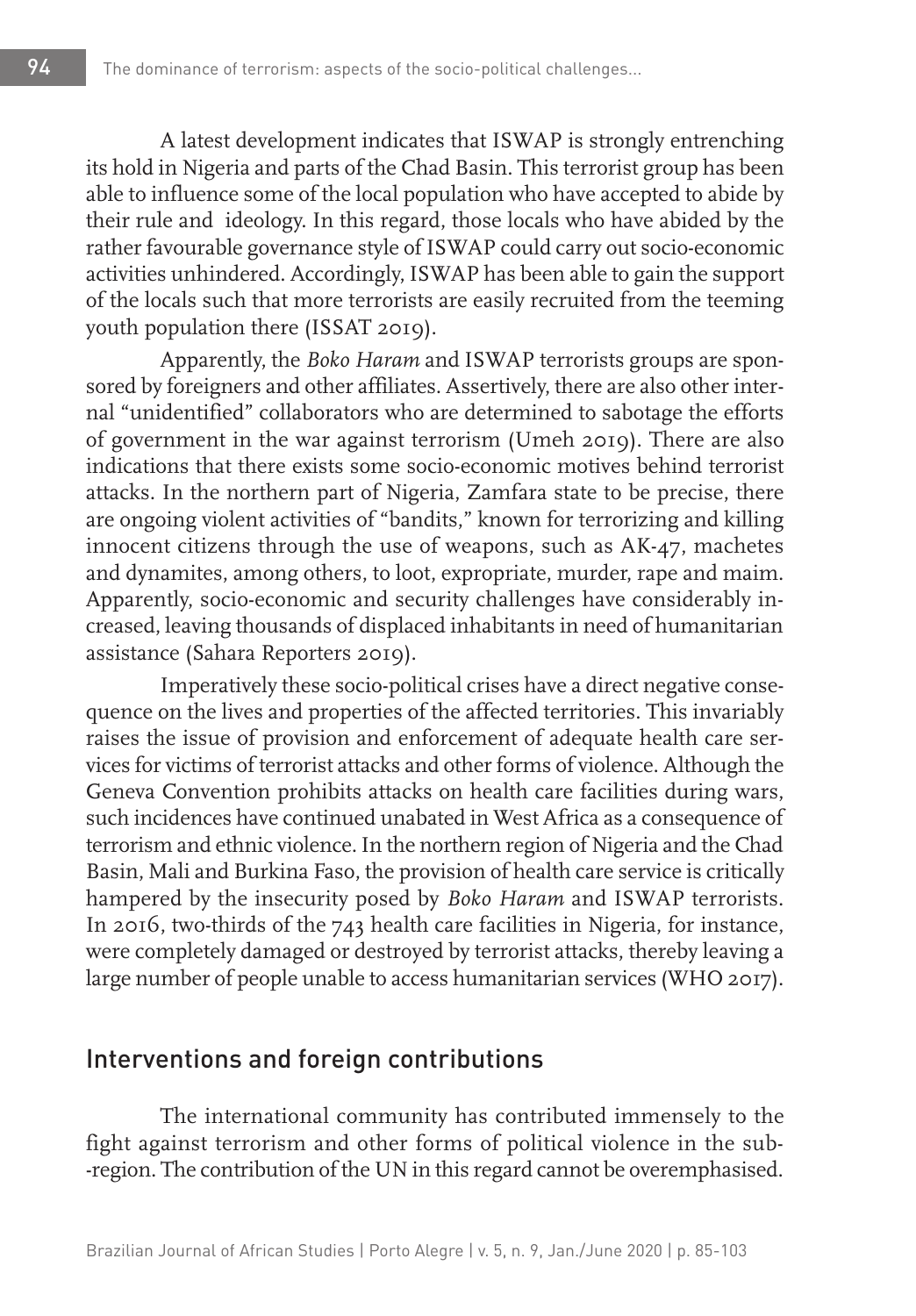A latest development indicates that ISWAP is strongly entrenching its hold in Nigeria and parts of the Chad Basin. This terrorist group has been able to influence some of the local population who have accepted to abide by their rule and ideology. In this regard, those locals who have abided by the rather favourable governance style of ISWAP could carry out socio-economic activities unhindered. Accordingly, ISWAP has been able to gain the support of the locals such that more terrorists are easily recruited from the teeming youth population there (ISSAT 2019).

Apparently, the *Boko Haram* and ISWAP terrorists groups are sponsored by foreigners and other affiliates. Assertively, there are also other internal "unidentified" collaborators who are determined to sabotage the efforts of government in the war against terrorism (Umeh 2019). There are also indications that there exists some socio-economic motives behind terrorist attacks. In the northern part of Nigeria, Zamfara state to be precise, there are ongoing violent activities of "bandits," known for terrorizing and killing innocent citizens through the use of weapons, such as AK-47, machetes and dynamites, among others, to loot, expropriate, murder, rape and maim. Apparently, socio-economic and security challenges have considerably increased, leaving thousands of displaced inhabitants in need of humanitarian assistance (Sahara Reporters 2019).

Imperatively these socio-political crises have a direct negative consequence on the lives and properties of the affected territories. This invariably raises the issue of provision and enforcement of adequate health care services for victims of terrorist attacks and other forms of violence. Although the Geneva Convention prohibits attacks on health care facilities during wars, such incidences have continued unabated in West Africa as a consequence of terrorism and ethnic violence. In the northern region of Nigeria and the Chad Basin, Mali and Burkina Faso, the provision of health care service is critically hampered by the insecurity posed by *Boko Haram* and ISWAP terrorists. In 2016, two-thirds of the 743 health care facilities in Nigeria, for instance, were completely damaged or destroyed by terrorist attacks, thereby leaving a large number of people unable to access humanitarian services (WHO 2017).

## Interventions and foreign contributions

The international community has contributed immensely to the fight against terrorism and other forms of political violence in the sub-region. The contribution of the UN in this regard cannot be overemphasised.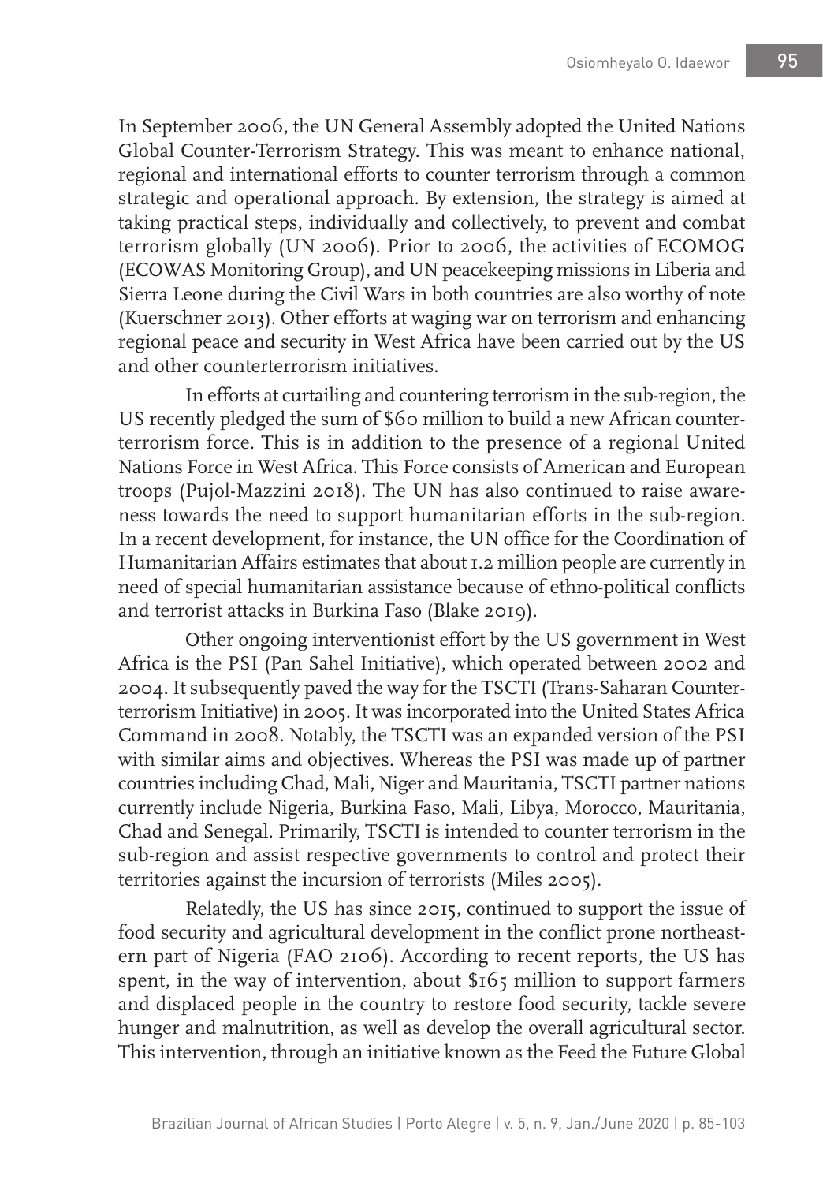In September 2006, the UN General Assembly adopted the United Nations Global Counter-Terrorism Strategy. This was meant to enhance national, regional and international efforts to counter terrorism through a common strategic and operational approach. By extension, the strategy is aimed at taking practical steps, individually and collectively, to prevent and combat terrorism globally (UN 2006). Prior to 2006, the activities of ECOMOG (ECOWAS Monitoring Group), and UN peacekeeping missions in Liberia and Sierra Leone during the Civil Wars in both countries are also worthy of note (Kuerschner 2013). Other efforts at waging war on terrorism and enhancing regional peace and security in West Africa have been carried out by the US and other counterterrorism initiatives.

In efforts at curtailing and countering terrorism in the sub-region, the US recently pledged the sum of $60 million to build a new African counter-terrorism force. This is in addition to the presence of a regional United Nations Force in West Africa. This Force consists of American and European troops (Pujol-Mazzini 2018). The UN has also continued to raise awareness towards the need to support humanitarian efforts in the sub-region. In a recent development, for instance, the UN office for the Coordination of Humanitarian Affairs estimates that about 1.2 million people are currently in need of special humanitarian assistance because of ethno-political conflicts and terrorist attacks in Burkina Faso (Blake 2019).

Other ongoing interventionist effort by the US government in West Africa is the PSI (Pan Sahel Initiative), which operated between 2002 and 2004. It subsequently paved the way for the TSCTI (Trans-Saharan Counter-terrorism Initiative) in 2005. It was incorporated into the United States Africa Command in 2008. Notably, the TSCTI was an expanded version of the PSI with similar aims and objectives. Whereas the PSI was made up of partner countries including Chad, Mali, Niger and Mauritania, TSCTI partner nations currently include Nigeria, Burkina Faso, Mali, Libya, Morocco, Mauritania, Chad and Senegal. Primarily, TSCTI is intended to counter terrorism in the sub-region and assist respective governments to control and protect their territories against the incursion of terrorists (Miles 2005).

Relatedly, the US has since 2015, continued to support the issue of food security and agricultural development in the conflict prone northeastern part of Nigeria (FAO 2106). According to recent reports, the US has spent, in the way of intervention, about $165 million to support farmers and displaced people in the country to restore food security, tackle severe hunger and malnutrition, as well as develop the overall agricultural sector. This intervention, through an initiative known as the Feed the Future Global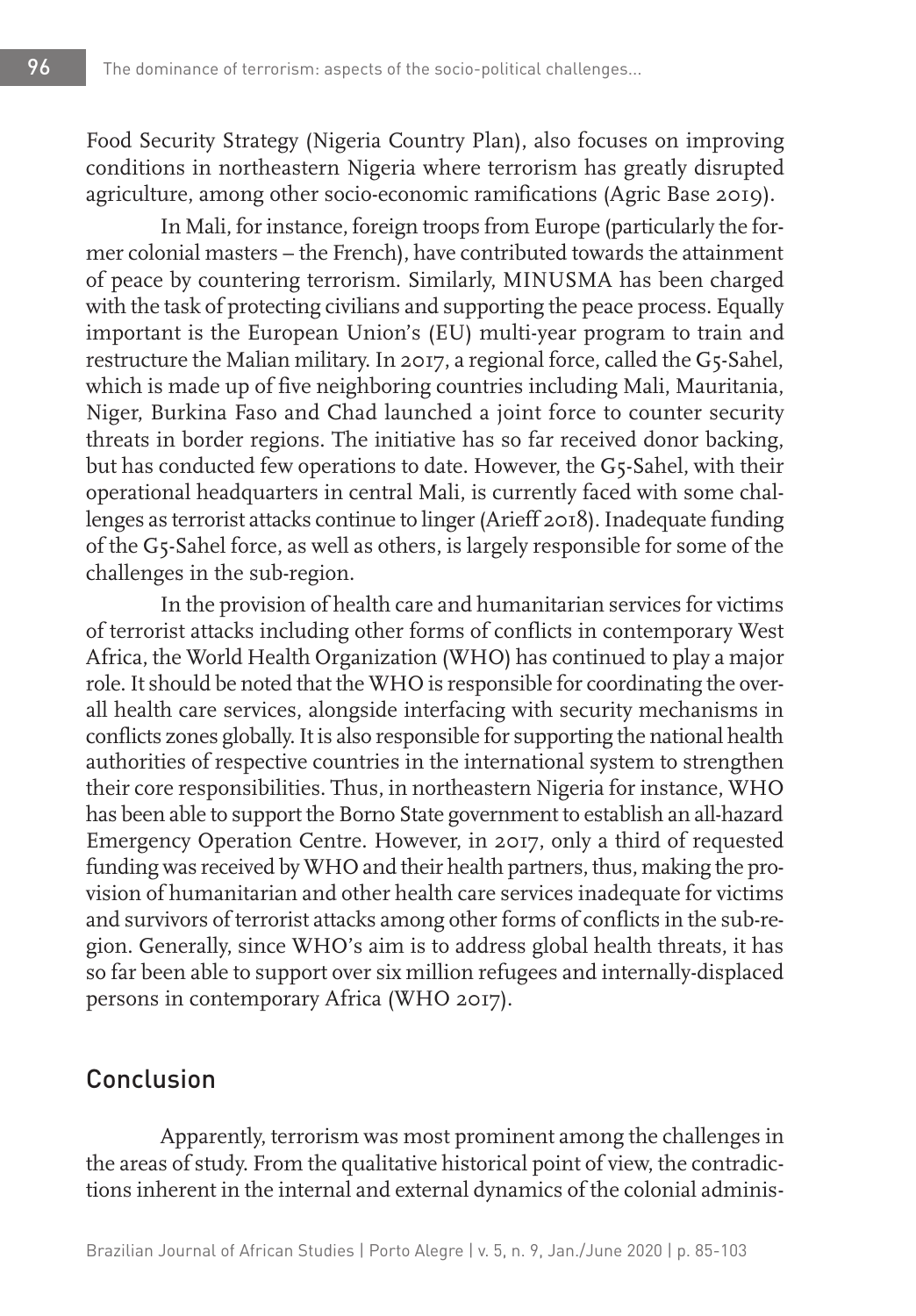Food Security Strategy (Nigeria Country Plan), also focuses on improving conditions in northeastern Nigeria where terrorism has greatly disrupted agriculture, among other socio-economic ramifications (Agric Base 2019).

In Mali, for instance, foreign troops from Europe (particularly the former colonial masters – the French), have contributed towards the attainment of peace by countering terrorism. Similarly, MINUSMA has been charged with the task of protecting civilians and supporting the peace process. Equally important is the European Union's (EU) multi-year program to train and restructure the Malian military. In 2017, a regional force, called the G5-Sahel, which is made up of five neighboring countries including Mali, Mauritania, Niger, Burkina Faso and Chad launched a joint force to counter security threats in border regions. The initiative has so far received donor backing, but has conducted few operations to date. However, the G5-Sahel, with their operational headquarters in central Mali, is currently faced with some challenges as terrorist attacks continue to linger (Arieff 2018). Inadequate funding of the G5-Sahel force, as well as others, is largely responsible for some of the challenges in the sub-region.

In the provision of health care and humanitarian services for victims of terrorist attacks including other forms of conflicts in contemporary West Africa, the World Health Organization (WHO) has continued to play a major role. It should be noted that the WHO is responsible for coordinating the overall health care services, alongside interfacing with security mechanisms in conflicts zones globally. It is also responsible for supporting the national health authorities of respective countries in the international system to strengthen their core responsibilities. Thus, in northeastern Nigeria for instance, WHO has been able to support the Borno State government to establish an all-hazard Emergency Operation Centre. However, in 2017, only a third of requested funding was received by WHO and their health partners, thus, making the provision of humanitarian and other health care services inadequate for victims and survivors of terrorist attacks among other forms of conflicts in the sub-region. Generally, since WHO's aim is to address global health threats, it has so far been able to support over six million refugees and internally-displaced persons in contemporary Africa (WHO 2017).

## Conclusion

Apparently, terrorism was most prominent among the challenges in the areas of study. From the qualitative historical point of view, the contradictions inherent in the internal and external dynamics of the colonial adminis-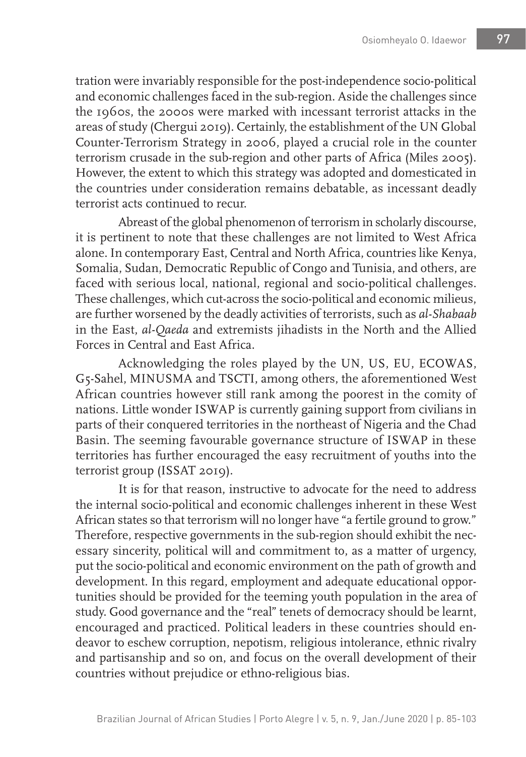tration were invariably responsible for the post-independence socio-political and economic challenges faced in the sub-region. Aside the challenges since the 1960s, the 2000s were marked with incessant terrorist attacks in the areas of study (Chergui 2019). Certainly, the establishment of the UN Global Counter-Terrorism Strategy in 2006, played a crucial role in the counter terrorism crusade in the sub-region and other parts of Africa (Miles 2005). However, the extent to which this strategy was adopted and domesticated in the countries under consideration remains debatable, as incessant deadly terrorist acts continued to recur.

Abreast of the global phenomenon of terrorism in scholarly discourse, it is pertinent to note that these challenges are not limited to West Africa alone. In contemporary East, Central and North Africa, countries like Kenya, Somalia, Sudan, Democratic Republic of Congo and Tunisia, and others, are faced with serious local, national, regional and socio-political challenges. These challenges, which cut-across the socio-political and economic milieus, are further worsened by the deadly activities of terrorists, such as *al-Shabaab* in the East, *al-Qaeda* and extremists jihadists in the North and the Allied Forces in Central and East Africa.

Acknowledging the roles played by the UN, US, EU, ECOWAS, G5-Sahel, MINUSMA and TSCTI, among others, the aforementioned West African countries however still rank among the poorest in the comity of nations. Little wonder ISWAP is currently gaining support from civilians in parts of their conquered territories in the northeast of Nigeria and the Chad Basin. The seeming favourable governance structure of ISWAP in these territories has further encouraged the easy recruitment of youths into the terrorist group (ISSAT 2019).

It is for that reason, instructive to advocate for the need to address the internal socio-political and economic challenges inherent in these West African states so that terrorism will no longer have "a fertile ground to grow." Therefore, respective governments in the sub-region should exhibit the necessary sincerity, political will and commitment to, as a matter of urgency, put the socio-political and economic environment on the path of growth and development. In this regard, employment and adequate educational opportunities should be provided for the teeming youth population in the area of study. Good governance and the "real" tenets of democracy should be learnt, encouraged and practiced. Political leaders in these countries should endeavor to eschew corruption, nepotism, religious intolerance, ethnic rivalry and partisanship and so on, and focus on the overall development of their countries without prejudice or ethno-religious bias.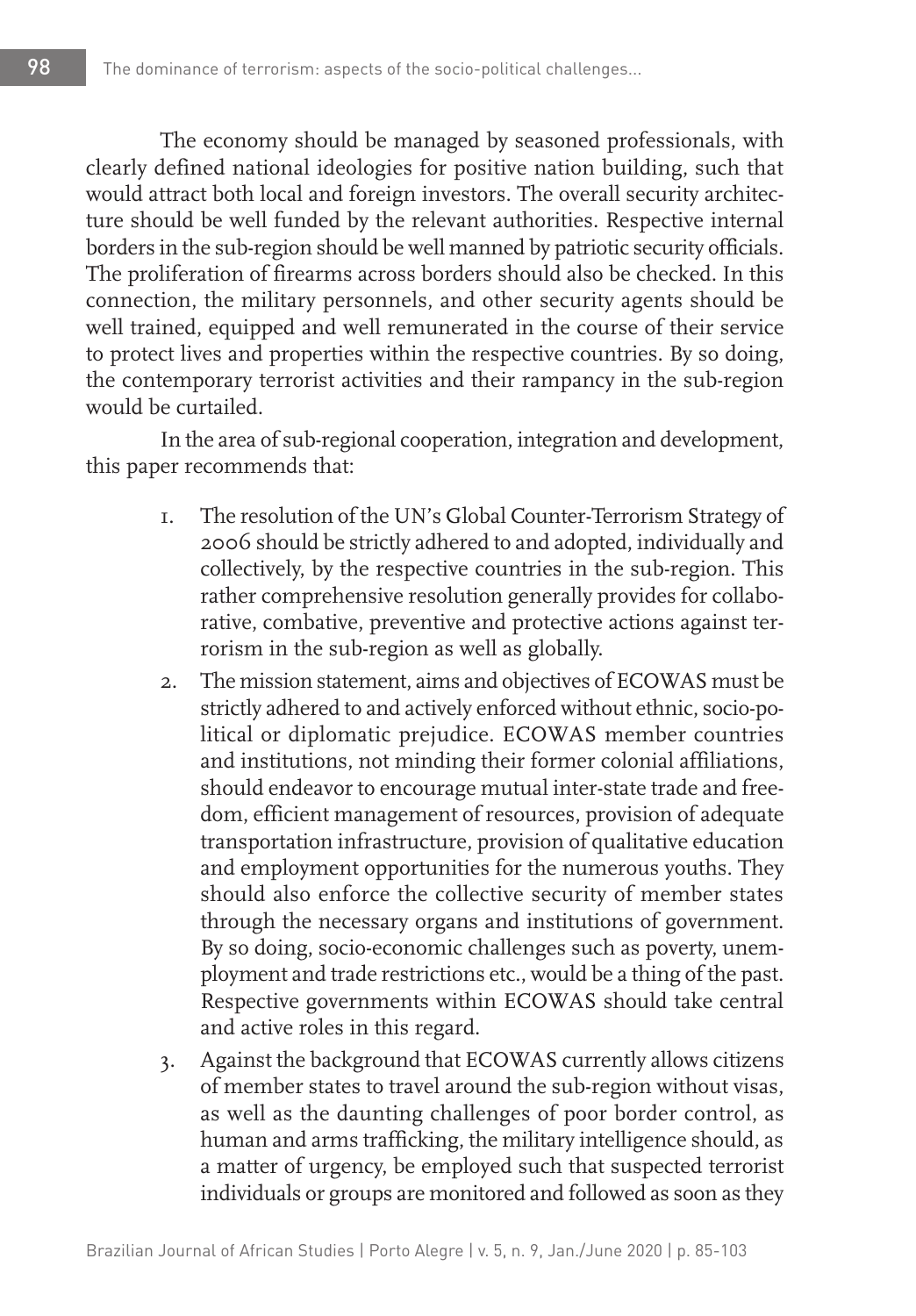The economy should be managed by seasoned professionals, with clearly defined national ideologies for positive nation building, such that would attract both local and foreign investors. The overall security architecture should be well funded by the relevant authorities. Respective internal borders in the sub-region should be well manned by patriotic security officials. The proliferation of firearms across borders should also be checked. In this connection, the military personnels, and other security agents should be well trained, equipped and well remunerated in the course of their service to protect lives and properties within the respective countries. By so doing, the contemporary terrorist activities and their rampancy in the sub-region would be curtailed.

In the area of sub-regional cooperation, integration and development, this paper recommends that:

1. The resolution of the UN's Global Counter-Terrorism Strategy of 2006 should be strictly adhered to and adopted, individually and collectively, by the respective countries in the sub-region. This rather comprehensive resolution generally provides for collaborative, combative, preventive and protective actions against terrorism in the sub-region as well as globally.
2. The mission statement, aims and objectives of ECOWAS must be strictly adhered to and actively enforced without ethnic, socio-political or diplomatic prejudice. ECOWAS member countries and institutions, not minding their former colonial affiliations, should endeavor to encourage mutual inter-state trade and freedom, efficient management of resources, provision of adequate transportation infrastructure, provision of qualitative education and employment opportunities for the numerous youths. They should also enforce the collective security of member states through the necessary organs and institutions of government. By so doing, socio-economic challenges such as poverty, unemployment and trade restrictions etc., would be a thing of the past. Respective governments within ECOWAS should take central and active roles in this regard.
3. Against the background that ECOWAS currently allows citizens of member states to travel around the sub-region without visas, as well as the daunting challenges of poor border control, as human and arms trafficking, the military intelligence should, as a matter of urgency, be employed such that suspected terrorist individuals or groups are monitored and followed as soon as they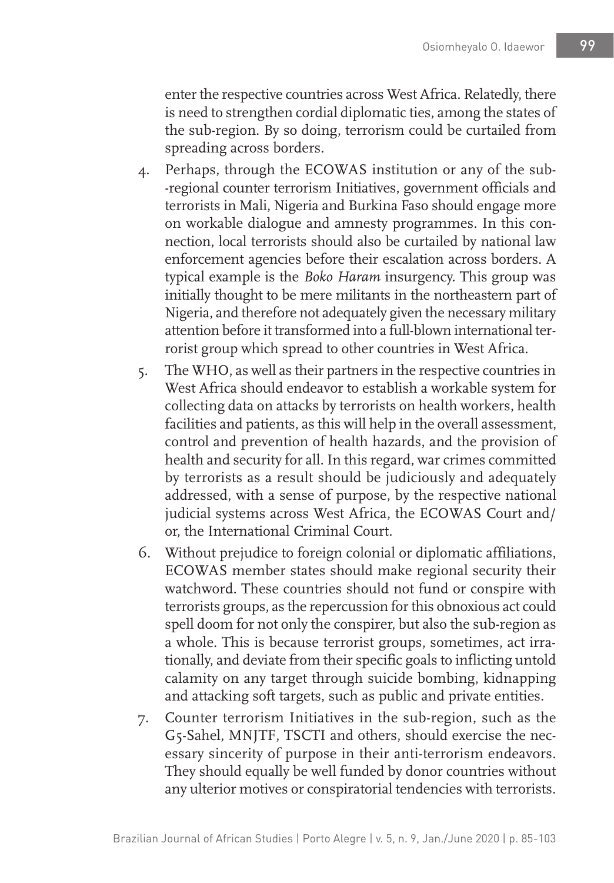enter the respective countries across West Africa. Relatedly, there is need to strengthen cordial diplomatic ties, among the states of the sub-region. By so doing, terrorism could be curtailed from spreading across borders.

4. Perhaps, through the ECOWAS institution or any of the sub--regional counter terrorism Initiatives, government officials and terrorists in Mali, Nigeria and Burkina Faso should engage more on workable dialogue and amnesty programmes. In this connection, local terrorists should also be curtailed by national law enforcement agencies before their escalation across borders. A typical example is the *Boko Haram* insurgency. This group was initially thought to be mere militants in the northeastern part of Nigeria, and therefore not adequately given the necessary military attention before it transformed into a full-blown international terrorist group which spread to other countries in West Africa.
5. The WHO, as well as their partners in the respective countries in West Africa should endeavor to establish a workable system for collecting data on attacks by terrorists on health workers, health facilities and patients, as this will help in the overall assessment, control and prevention of health hazards, and the provision of health and security for all. In this regard, war crimes committed by terrorists as a result should be judiciously and adequately addressed, with a sense of purpose, by the respective national judicial systems across West Africa, the ECOWAS Court and/or, the International Criminal Court.
6. Without prejudice to foreign colonial or diplomatic affiliations, ECOWAS member states should make regional security their watchword. These countries should not fund or conspire with terrorists groups, as the repercussion for this obnoxious act could spell doom for not only the conspirer, but also the sub-region as a whole. This is because terrorist groups, sometimes, act irrationally, and deviate from their specific goals to inflicting untold calamity on any target through suicide bombing, kidnapping and attacking soft targets, such as public and private entities.
7. Counter terrorism Initiatives in the sub-region, such as the G5-Sahel, MNJTF, TSCTI and others, should exercise the necessary sincerity of purpose in their anti-terrorism endeavors. They should equally be well funded by donor countries without any ulterior motives or conspiratorial tendencies with terrorists.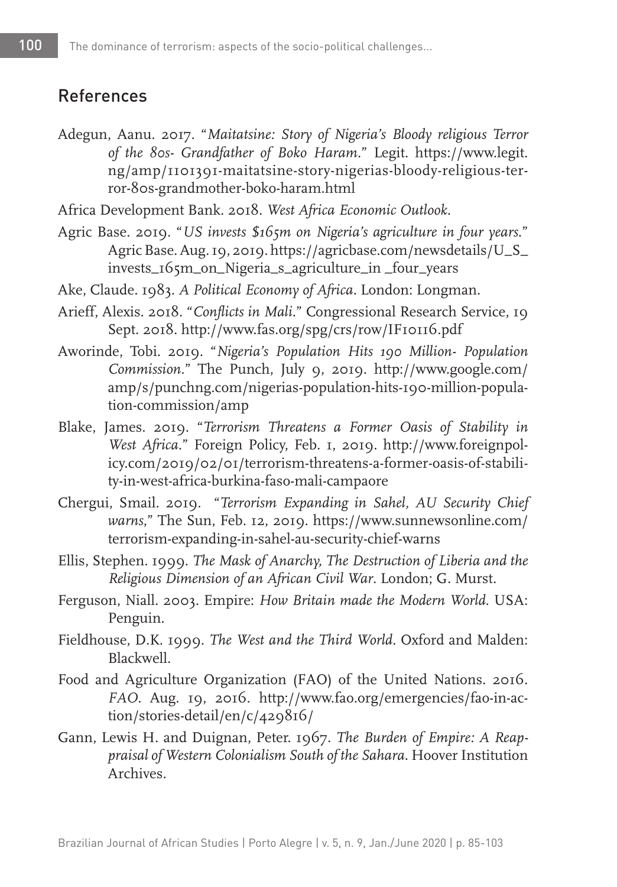## References

Adegun, Aanu. 2017. "*Maitatsine: Story of Nigeria's Bloody religious Terror of the 80s- Grandfather of Boko Haram*." Legit. https://www.legit.ng/amp/1101391-maitatsine-story-nigerias-bloody-religious-terror-80s-grandmother-boko-haram.html

Africa Development Bank. 2018. *West Africa Economic Outlook*.

Agric Base. 2019. "*US invests $165m on Nigeria's agriculture in four years*." Agric Base. Aug. 19, 2019. https://agricbase.com/newsdetails/U_S_invests_165m_on_Nigeria_s_agriculture_in _four_years

Ake, Claude. 1983. *A Political Economy of Africa*. London: Longman.

Arieff, Alexis. 2018. "*Conflicts in Mali*." Congressional Research Service, 19 Sept. 2018. http://www.fas.org/spg/crs/row/IF10116.pdf

Aworinde, Tobi. 2019. "*Nigeria's Population Hits 190 Million- Population Commission*." The Punch, July 9, 2019. http://www.google.com/amp/s/punchng.com/nigerias-population-hits-190-million-population-commission/amp

Blake, James. 2019. "*Terrorism Threatens a Former Oasis of Stability in West Africa*." Foreign Policy, Feb. 1, 2019. http://www.foreignpolicy.com/2019/02/01/terrorism-threatens-a-former-oasis-of-stability-in-west-africa-burkina-faso-mali-campaore

Chergui, Smail. 2019. "*Terrorism Expanding in Sahel, AU Security Chief warns,*" The Sun, Feb. 12, 2019. https://www.sunnewsonline.com/terrorism-expanding-in-sahel-au-security-chief-warns

Ellis, Stephen. 1999. *The Mask of Anarchy, The Destruction of Liberia and the Religious Dimension of an African Civil War*. London; G. Murst.

Ferguson, Niall. 2003. Empire: *How Britain made the Modern World.* USA: Penguin.

Fieldhouse, D.K. 1999. *The West and the Third World*. Oxford and Malden: Blackwell.

Food and Agriculture Organization (FAO) of the United Nations. 2016. *FAO.* Aug. 19, 2016. http://www.fao.org/emergencies/fao-in-action/stories-detail/en/c/429816/

Gann, Lewis H. and Duignan, Peter. 1967. *The Burden of Empire: A Reappraisal of Western Colonialism South of the Sahara*. Hoover Institution Archives.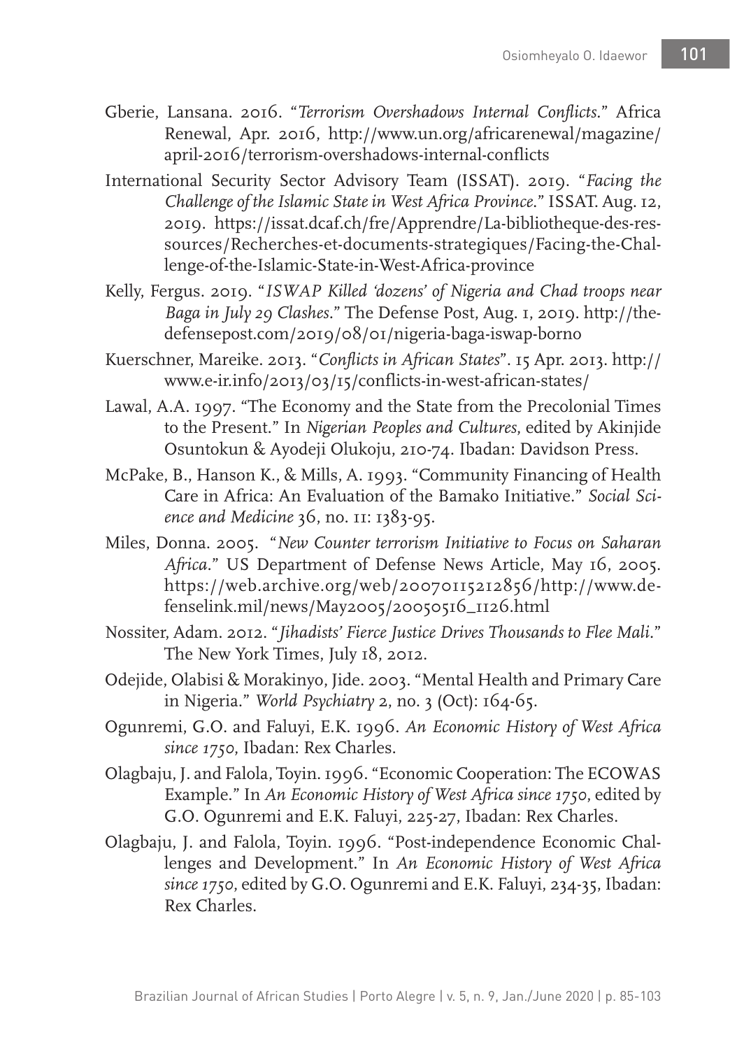Gberie, Lansana. 2016. "*Terrorism Overshadows Internal Conflicts*." Africa Renewal, Apr. 2016, http://www.un.org/africarenewal/magazine/april-2016/terrorism-overshadows-internal-conflicts

International Security Sector Advisory Team (ISSAT). 2019. "*Facing the Challenge of the Islamic State in West Africa Province*." ISSAT. Aug. 12, 2019. https://issat.dcaf.ch/fre/Apprendre/La-bibliotheque-des-ressources/Recherches-et-documents-strategiques/Facing-the-Challenge-of-the-Islamic-State-in-West-Africa-province

Kelly, Fergus. 2019. "*ISWAP Killed 'dozens' of Nigeria and Chad troops near Baga in July 29 Clashes*." The Defense Post, Aug. 1, 2019. http://thedefensepost.com/2019/08/01/nigeria-baga-iswap-borno

Kuerschner, Mareike. 2013. "*Conflicts in African States*". 15 Apr. 2013. http://www.e-ir.info/2013/03/15/conflicts-in-west-african-states/

Lawal, A.A. 1997. "The Economy and the State from the Precolonial Times to the Present." In *Nigerian Peoples and Cultures*, edited by Akinjide Osuntokun & Ayodeji Olukoju, 210-74. Ibadan: Davidson Press.

McPake, B., Hanson K., & Mills, A. 1993. "Community Financing of Health Care in Africa: An Evaluation of the Bamako Initiative." *Social Science and Medicine* 36, no. 11: 1383-95.

Miles, Donna. 2005. "*New Counter terrorism Initiative to Focus on Saharan Africa*." US Department of Defense News Article, May 16, 2005. https://web.archive.org/web/20070115212856/http://www.defenselink.mil/news/May2005/20050516_1126.html

Nossiter, Adam. 2012. "*Jihadists' Fierce Justice Drives Thousands to Flee Mali*." The New York Times, July 18, 2012.

Odejide, Olabisi & Morakinyo, Jide. 2003. "Mental Health and Primary Care in Nigeria." *World Psychiatry* 2, no. 3 (Oct): 164-65.

Ogunremi, G.O. and Faluyi, E.K. 1996. *An Economic History of West Africa since 1750*, Ibadan: Rex Charles.

Olagbaju, J. and Falola, Toyin. 1996. "Economic Cooperation: The ECOWAS Example." In *An Economic History of West Africa since 1750*, edited by G.O. Ogunremi and E.K. Faluyi, 225-27, Ibadan: Rex Charles.

Olagbaju, J. and Falola, Toyin. 1996. "Post-independence Economic Challenges and Development." In *An Economic History of West Africa since 1750*, edited by G.O. Ogunremi and E.K. Faluyi, 234-35, Ibadan: Rex Charles.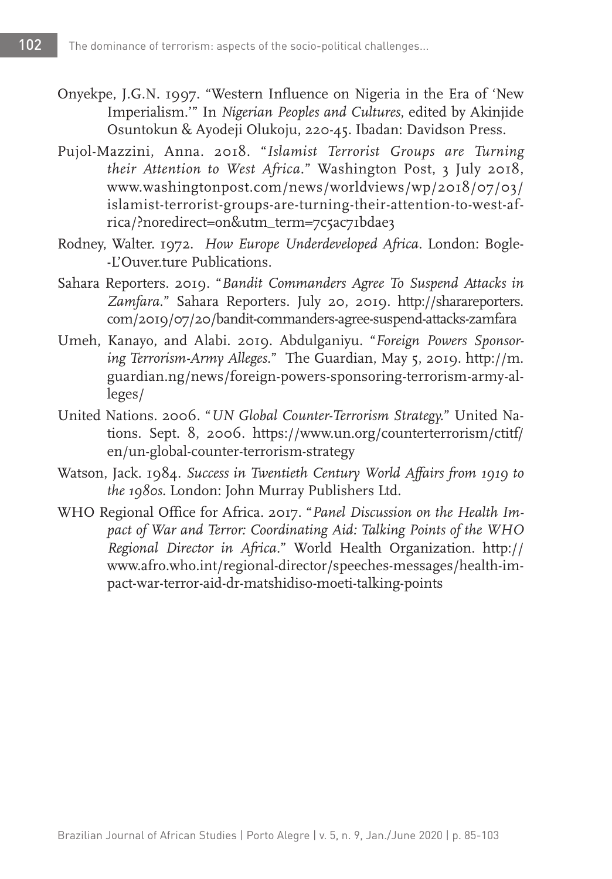Onyekpe, J.G.N. 1997. "Western Influence on Nigeria in the Era of 'New Imperialism.'" In *Nigerian Peoples and Cultures*, edited by Akinjide Osuntokun & Ayodeji Olukoju, 220-45. Ibadan: Davidson Press.

Pujol-Mazzini, Anna. 2018. "*Islamist Terrorist Groups are Turning their Attention to West Africa*." Washington Post, 3 July 2018, www.washingtonpost.com/news/worldviews/wp/2018/07/03/islamist-terrorist-groups-are-turning-their-attention-to-west-africa/?noredirect=on&utm_term=7c5ac71bdae3

Rodney, Walter. 1972. *How Europe Underdeveloped Africa*. London: Bogle--L'Ouver.ture Publications.

Sahara Reporters. 2019. "*Bandit Commanders Agree To Suspend Attacks in Zamfara*." Sahara Reporters. July 20, 2019. http://sharareporters.com/2019/07/20/bandit-commanders-agree-suspend-attacks-zamfara

Umeh, Kanayo, and Alabi. 2019. Abdulganiyu. "*Foreign Powers Sponsoring Terrorism-Army Alleges*." The Guardian, May 5, 2019. http://m.guardian.ng/news/foreign-powers-sponsoring-terrorism-army-alleges/

United Nations. 2006. "*UN Global Counter-Terrorism Strategy*." United Nations. Sept. 8, 2006. https://www.un.org/counterterrorism/ctitf/en/un-global-counter-terrorism-strategy

Watson, Jack. 1984. *Success in Twentieth Century World Affairs from 1919 to the 1980s*. London: John Murray Publishers Ltd.

WHO Regional Office for Africa. 2017. "*Panel Discussion on the Health Impact of War and Terror: Coordinating Aid: Talking Points of the WHO Regional Director in Africa*." World Health Organization. http://www.afro.who.int/regional-director/speeches-messages/health-impact-war-terror-aid-dr-matshidiso-moeti-talking-points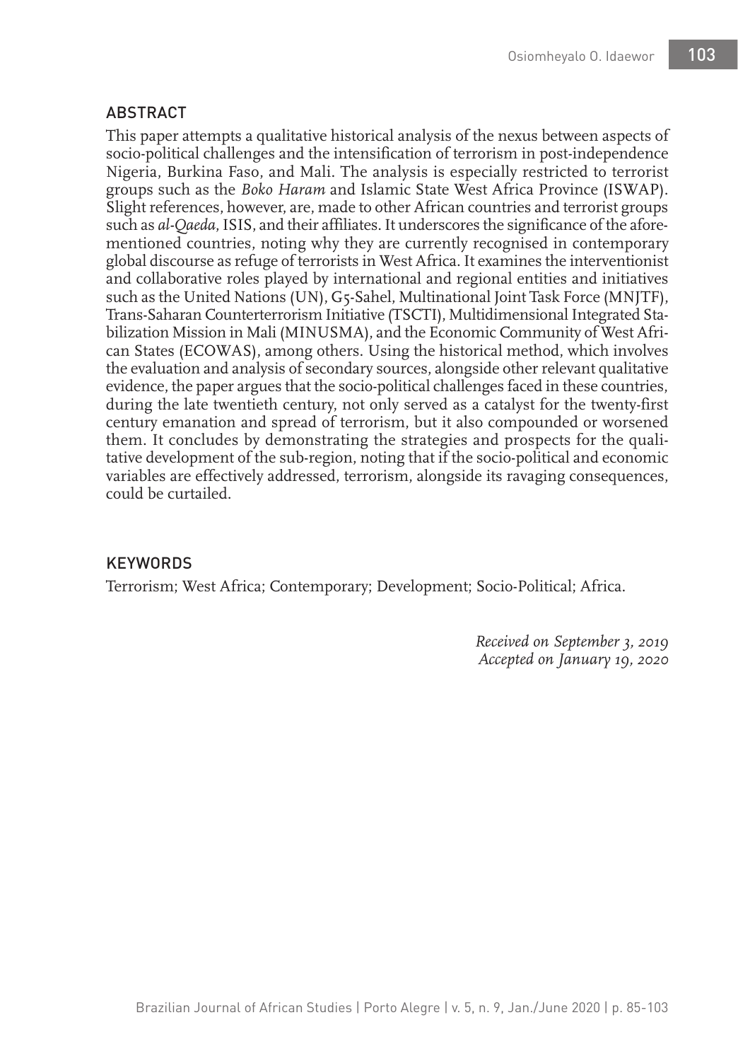## ABSTRACT

This paper attempts a qualitative historical analysis of the nexus between aspects of socio-political challenges and the intensification of terrorism in post-independence Nigeria, Burkina Faso, and Mali. The analysis is especially restricted to terrorist groups such as the *Boko Haram* and Islamic State West Africa Province (ISWAP). Slight references, however, are, made to other African countries and terrorist groups such as *al-Qaeda*, ISIS, and their affiliates. It underscores the significance of the aforementioned countries, noting why they are currently recognised in contemporary global discourse as refuge of terrorists in West Africa. It examines the interventionist and collaborative roles played by international and regional entities and initiatives such as the United Nations (UN), G5-Sahel, Multinational Joint Task Force (MNJTF), Trans-Saharan Counterterrorism Initiative (TSCTI), Multidimensional Integrated Stabilization Mission in Mali (MINUSMA), and the Economic Community of West African States (ECOWAS), among others. Using the historical method, which involves the evaluation and analysis of secondary sources, alongside other relevant qualitative evidence, the paper argues that the socio-political challenges faced in these countries, during the late twentieth century, not only served as a catalyst for the twenty-first century emanation and spread of terrorism, but it also compounded or worsened them. It concludes by demonstrating the strategies and prospects for the qualitative development of the sub-region, noting that if the socio-political and economic variables are effectively addressed, terrorism, alongside its ravaging consequences, could be curtailed.

## KEYWORDS

Terrorism; West Africa; Contemporary; Development; Socio-Political; Africa.

*Received on September 3, 2019*
*Accepted on January 19, 2020*